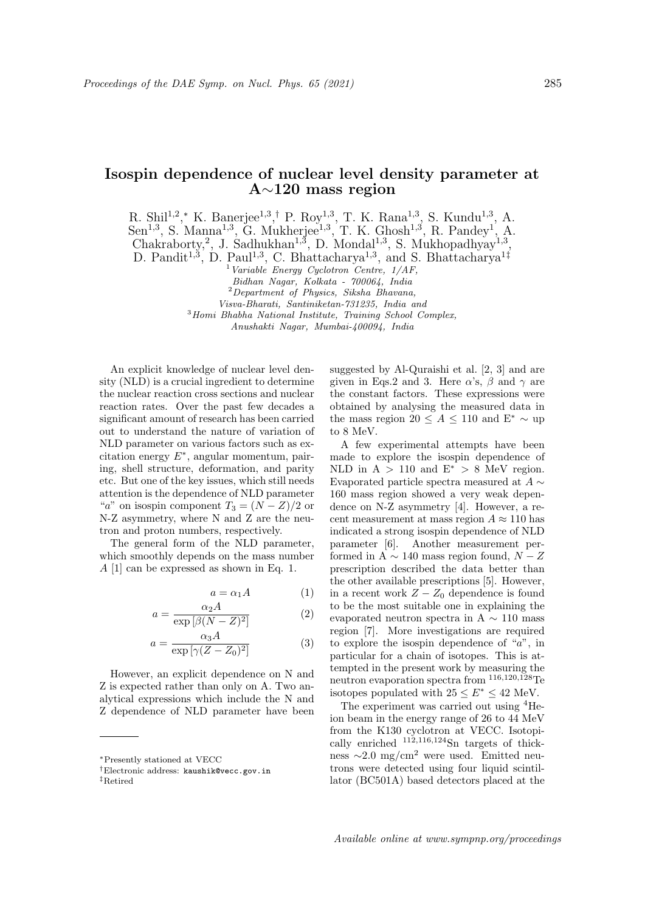# Isospin dependence of nuclear level density parameter at A∼120 mass region

R. Shil[1,2,*] K. Banerjee[1,3,†] P. Roy[1,3], T. K. Rana[1,3], S. Kundu[1,3], A. Sen[1,3], S. Manna[1,3], G. Mukherjee[1,3], T. K. Ghosh[1,3], R. Pandey[1], A. Chakraborty,[2], J. Sadhukhan[1,3], D. Mondal[1,3], S. Mukhopadhyay[1,3], D. Pandit[1,3], D. Paul[1,3], C. Bhattacharya[1,3], and S. Bhattacharya[1‡]

[1] *Variable Energy Cyclotron Centre, 1/AF, Bidhan Nagar, Kolkata - 700064, India*
[2] *Department of Physics, Siksha Bhavana, Visva-Bharati, Santiniketan-731235, India and*
[3] *Homi Bhabha National Institute, Training School Complex, Anushakti Nagar, Mumbai-400094, India*

An explicit knowledge of nuclear level density (NLD) is a crucial ingredient to determine the nuclear reaction cross sections and nuclear reaction rates. Over the past few decades a significant amount of research has been carried out to understand the nature of variation of NLD parameter on various factors such as excitation energy $E^*$, angular momentum, pairing, shell structure, deformation, and parity etc. But one of the key issues, which still needs attention is the dependence of NLD parameter "$a$" on isospin component $T_3 = (N-Z)/2$ or N-Z asymmetry, where N and Z are the neutron and proton numbers, respectively.

The general form of the NLD parameter, which smoothly depends on the mass number $A$ [1] can be expressed as shown in Eq. 1.

$$a = \alpha_1 A \quad (1)$$

$$a = \frac{\alpha_2 A}{\exp\left[\beta(N-Z)^2\right]} \quad (2)$$

$$a = \frac{\alpha_3 A}{\exp\left[\gamma(Z-Z_0)^2\right]} \quad (3)$$

However, an explicit dependence on N and Z is expected rather than only on A. Two analytical expressions which include the N and Z dependence of NLD parameter have been suggested by Al-Quraishi et al. [2, 3] and are given in Eqs.2 and 3. Here $\alpha$'s, $\beta$ and $\gamma$ are the constant factors. These expressions were obtained by analysing the measured data in the mass region $20 \leq A \leq 110$ and $E^* \sim$ up to 8 MeV.

A few experimental attempts have been made to explore the isospin dependence of NLD in A $> 110$ and $E^* > 8$ MeV region. Evaporated particle spectra measured at $A \sim 160$ mass region showed a very weak dependence on N-Z asymmetry [4]. However, a recent measurement at mass region $A \approx 110$ has indicated a strong isospin dependence of NLD parameter [6]. Another measurement performed in A $\sim 140$ mass region found, $N-Z$ prescription described the data better than the other available prescriptions [5]. However, in a recent work $Z-Z_0$ dependence is found to be the most suitable one in explaining the evaporated neutron spectra in A $\sim 110$ mass region [7]. More investigations are required to explore the isospin dependence of "$a$", in particular for a chain of isotopes. This is attempted in the present work by measuring the neutron evaporation spectra from $^{116,120,128}$Te isotopes populated with $25 \leq E^* \leq 42$ MeV.

The experiment was carried out using $^4$He-ion beam in the energy range of 26 to 44 MeV from the K130 cyclotron at VECC. Isotopically enriched $^{112,116,124}$Sn targets of thickness $\sim$2.0 mg/cm$^2$ were used. Emitted neutrons were detected using four liquid scintillator (BC501A) based detectors placed at the

*Presently stationed at VECC
†Electronic address: kaushik@vecc.gov.in
‡Retired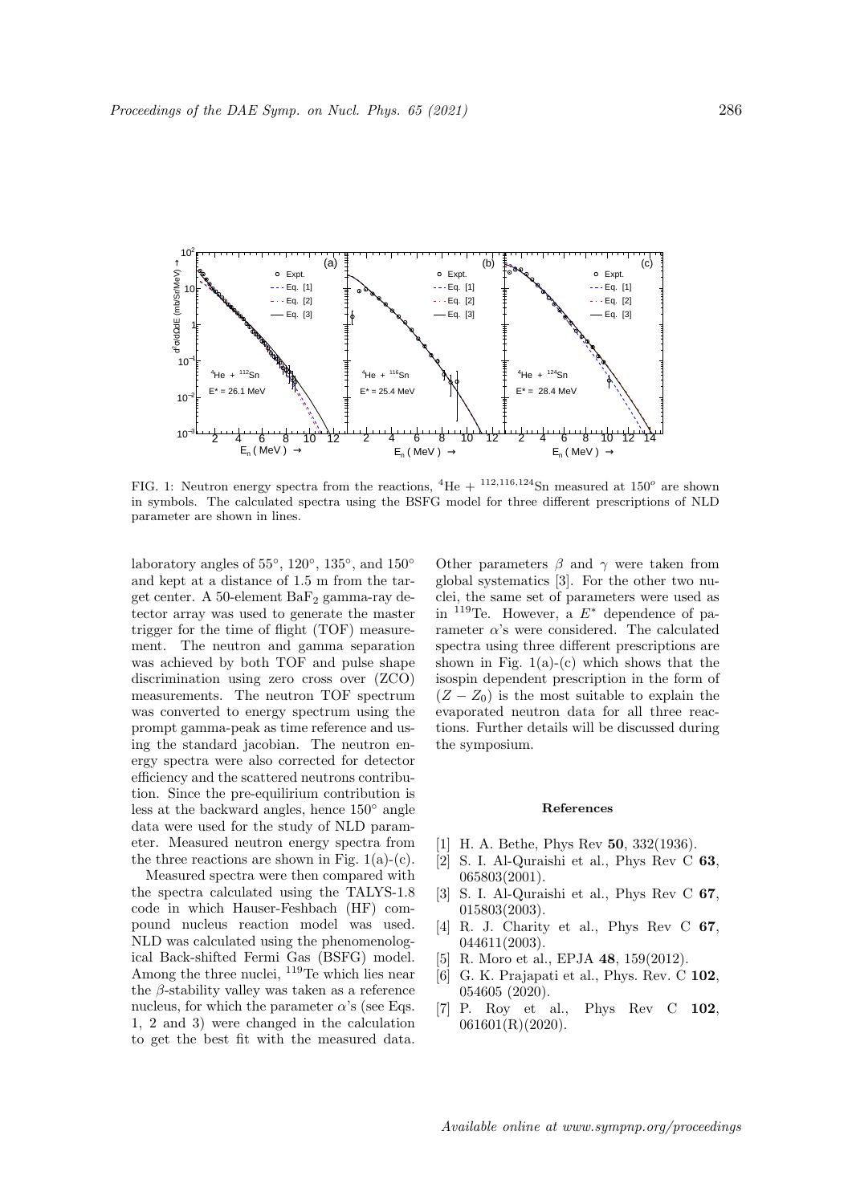(a)

Expt.

Eq. [1]

Eq. [2]

Eq. [3]

$^4$He + $^{112}$Sn

E* = 26.1 MeV

(b)

Expt.

Eq. [1]

Eq. [2]

Eq. [3]

$^4$He + $^{116}$Sn

E* = 25.4 MeV

(c)

Expt.

Eq. [1]

Eq. [2]

Eq. [3]

$^4$He + $^{124}$Sn

E* = 28.4 MeV

$d^2\sigma/d\Omega dE$ (mb/Sr/MeV) →

$E_n$ ( MeV ) →

FIG. 1: Neutron energy spectra from the reactions, $^4$He + $^{112,116,124}$Sn measured at 150$^o$ are shown in symbols. The calculated spectra using the BSFG model for three different prescriptions of NLD parameter are shown in lines.

laboratory angles of 55°, 120°, 135°, and 150° and kept at a distance of 1.5 m from the target center. A 50-element $BaF_2$ gamma-ray detector array was used to generate the master trigger for the time of flight (TOF) measurement. The neutron and gamma separation was achieved by both TOF and pulse shape discrimination using zero cross over (ZCO) measurements. The neutron TOF spectrum was converted to energy spectrum using the prompt gamma-peak as time reference and using the standard jacobian. The neutron energy spectra were also corrected for detector efficiency and the scattered neutrons contribution. Since the pre-equilirium contribution is less at the backward angles, hence 150° angle data were used for the study of NLD parameter. Measured neutron energy spectra from the three reactions are shown in Fig. 1(a)-(c).

Measured spectra were then compared with the spectra calculated using the TALYS-1.8 code in which Hauser-Feshbach (HF) compound nucleus reaction model was used. NLD was calculated using the phenomenological Back-shifted Fermi Gas (BSFG) model. Among the three nuclei, $^{119}$Te which lies near the $\beta$-stability valley was taken as a reference nucleus, for which the parameter $\alpha$'s (see Eqs. 1, 2 and 3) were changed in the calculation to get the best fit with the measured data. Other parameters $\beta$ and $\gamma$ were taken from global systematics [3]. For the other two nuclei, the same set of parameters were used as in $^{119}$Te. However, a $E^*$ dependence of parameter $\alpha$'s were considered. The calculated spectra using three different prescriptions are shown in Fig. 1(a)-(c) which shows that the isospin dependent prescription in the form of $(Z - Z_0)$ is the most suitable to explain the evaporated neutron data for all three reactions. Further details will be discussed during the symposium.

## References

[1] H. A. Bethe, Phys Rev **50**, 332(1936).

[2] S. I. Al-Quraishi et al., Phys Rev C **63**, 065803(2001).

[3] S. I. Al-Quraishi et al., Phys Rev C **67**, 015803(2003).

[4] R. J. Charity et al., Phys Rev C **67**, 044611(2003).

[5] R. Moro et al., EPJA **48**, 159(2012).

[6] G. K. Prajapati et al., Phys. Rev. C **102**, 054605 (2020).

[7] P. Roy et al., Phys Rev C **102**, 061601(R)(2020).